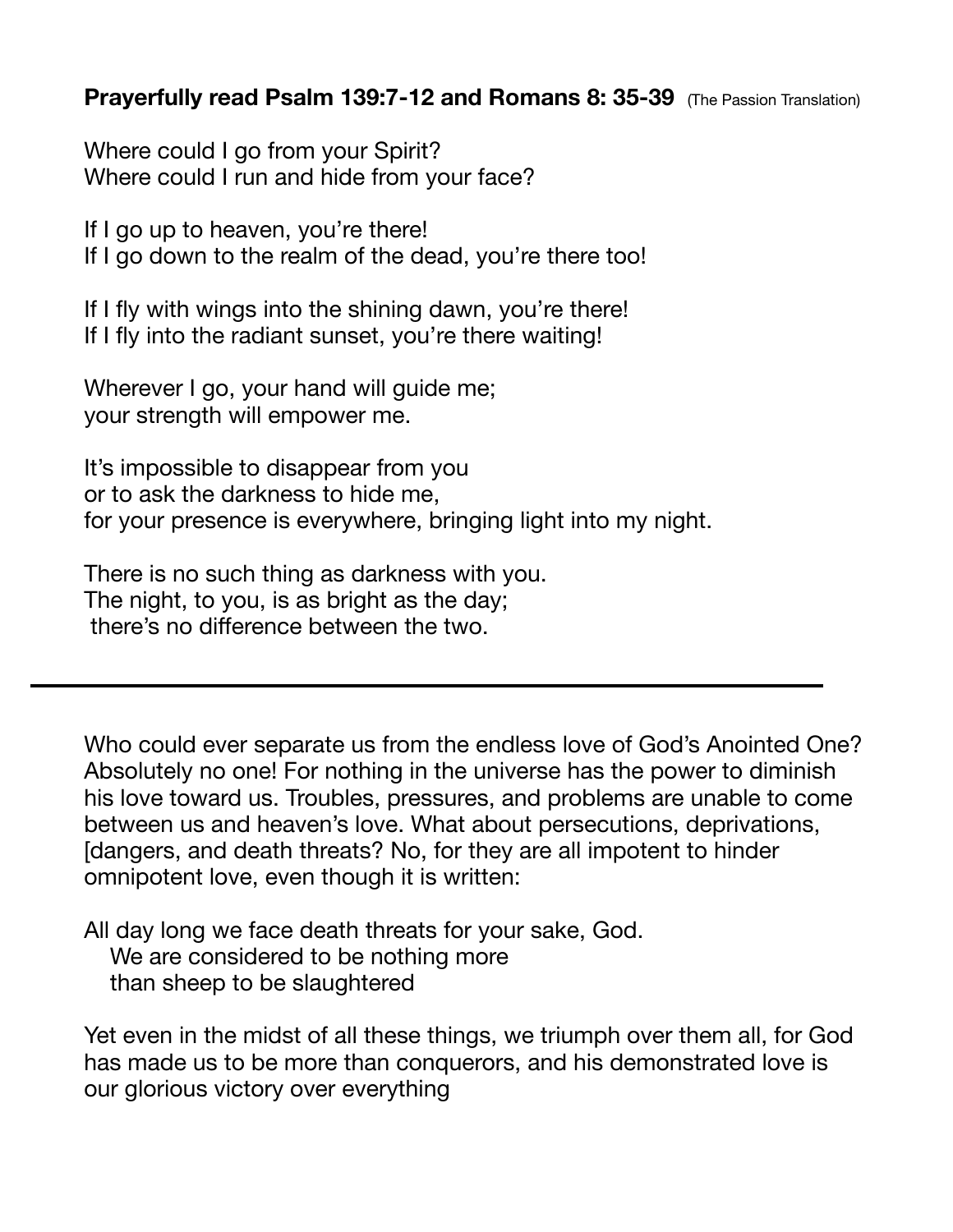**Prayerfully read Psalm 139:7-12 and Romans 8: 35-39** (The Passion Translation)

Where could I go from your Spirit?
Where could I run and hide from your face?

If I go up to heaven, you're there!
If I go down to the realm of the dead, you're there too!

If I fly with wings into the shining dawn, you're there!
If I fly into the radiant sunset, you're there waiting!

Wherever I go, your hand will guide me;
your strength will empower me.

It's impossible to disappear from you
or to ask the darkness to hide me,
for your presence is everywhere, bringing light into my night.

There is no such thing as darkness with you.
The night, to you, is as bright as the day;
there's no difference between the two.

---

Who could ever separate us from the endless love of God's Anointed One? Absolutely no one! For nothing in the universe has the power to diminish his love toward us. Troubles, pressures, and problems are unable to come between us and heaven's love. What about persecutions, deprivations, [dangers, and death threats? No, for they are all impotent to hinder omnipotent love, even though it is written:

All day long we face death threats for your sake, God.
We are considered to be nothing more
than sheep to be slaughtered

Yet even in the midst of all these things, we triumph over them all, for God has made us to be more than conquerors, and his demonstrated love is our glorious victory over everything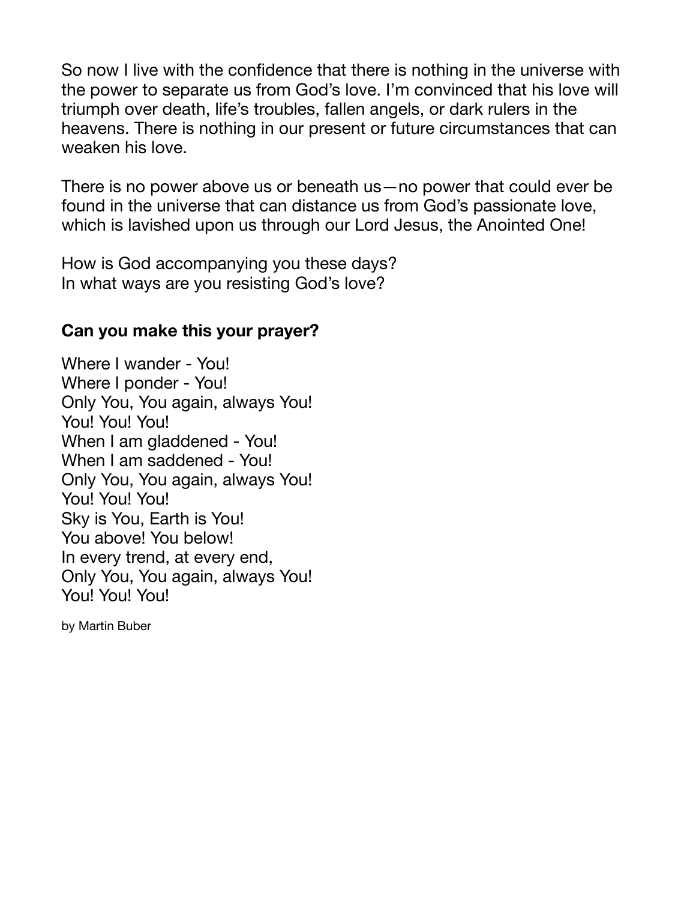So now I live with the confidence that there is nothing in the universe with the power to separate us from God's love. I'm convinced that his love will triumph over death, life's troubles, fallen angels, or dark rulers in the heavens. There is nothing in our present or future circumstances that can weaken his love.

There is no power above us or beneath us—no power that could ever be found in the universe that can distance us from God's passionate love, which is lavished upon us through our Lord Jesus, the Anointed One!

How is God accompanying you these days?
In what ways are you resisting God's love?

**Can you make this your prayer?**

Where I wander - You!
Where I ponder - You!
Only You, You again, always You!
You! You! You!
When I am gladdened - You!
When I am saddened - You!
Only You, You again, always You!
You! You! You!
Sky is You, Earth is You!
You above! You below!
In every trend, at every end,
Only You, You again, always You!
You! You! You!

by Martin Buber